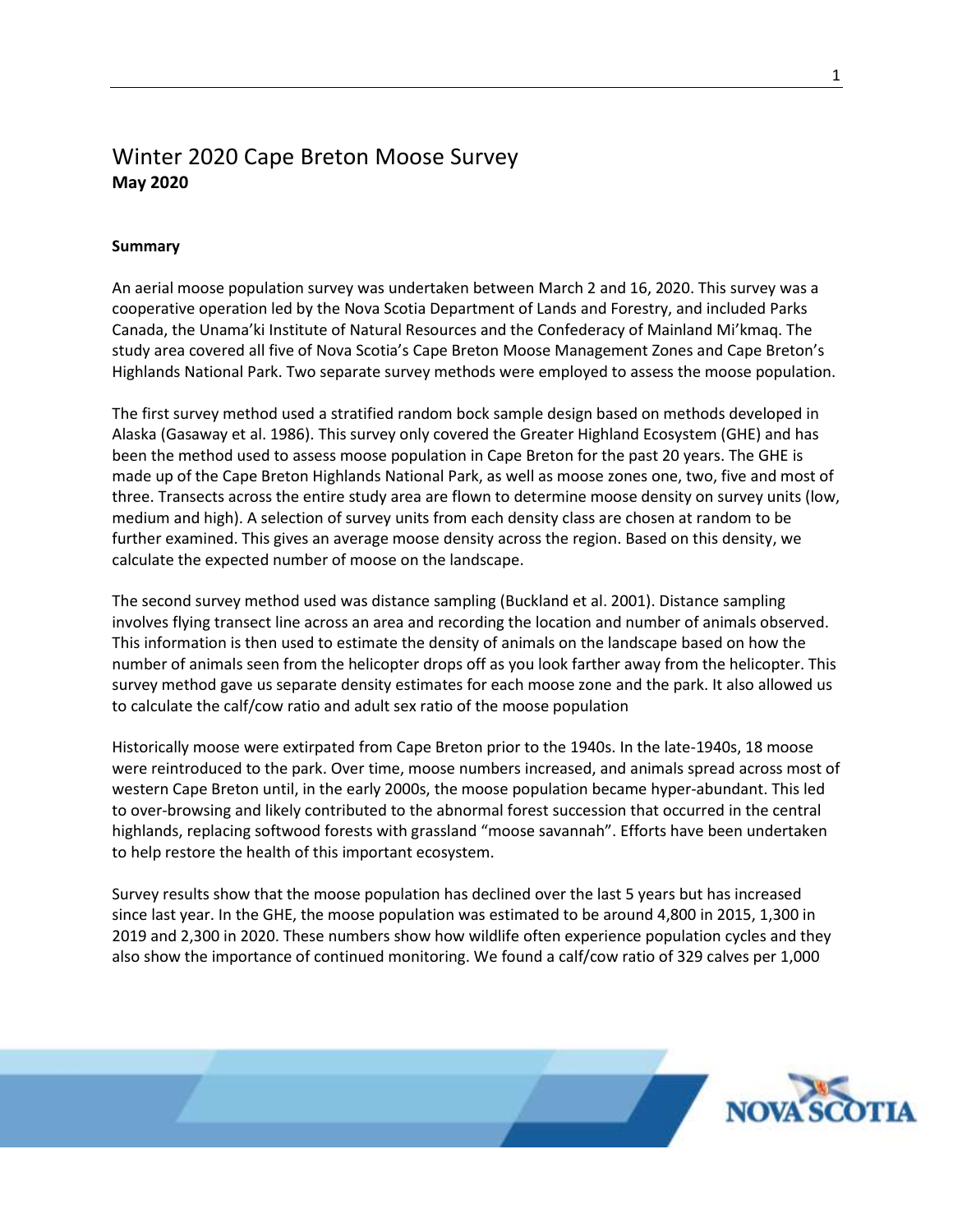# Winter 2020 Cape Breton Moose Survey
**May 2020**

**Summary**

An aerial moose population survey was undertaken between March 2 and 16, 2020. This survey was a cooperative operation led by the Nova Scotia Department of Lands and Forestry, and included Parks Canada, the Unama'ki Institute of Natural Resources and the Confederacy of Mainland Mi'kmaq. The study area covered all five of Nova Scotia's Cape Breton Moose Management Zones and Cape Breton's Highlands National Park. Two separate survey methods were employed to assess the moose population.

The first survey method used a stratified random bock sample design based on methods developed in Alaska (Gasaway et al. 1986). This survey only covered the Greater Highland Ecosystem (GHE) and has been the method used to assess moose population in Cape Breton for the past 20 years. The GHE is made up of the Cape Breton Highlands National Park, as well as moose zones one, two, five and most of three. Transects across the entire study area are flown to determine moose density on survey units (low, medium and high). A selection of survey units from each density class are chosen at random to be further examined. This gives an average moose density across the region. Based on this density, we calculate the expected number of moose on the landscape.

The second survey method used was distance sampling (Buckland et al. 2001). Distance sampling involves flying transect line across an area and recording the location and number of animals observed. This information is then used to estimate the density of animals on the landscape based on how the number of animals seen from the helicopter drops off as you look farther away from the helicopter. This survey method gave us separate density estimates for each moose zone and the park. It also allowed us to calculate the calf/cow ratio and adult sex ratio of the moose population

Historically moose were extirpated from Cape Breton prior to the 1940s. In the late-1940s, 18 moose were reintroduced to the park. Over time, moose numbers increased, and animals spread across most of western Cape Breton until, in the early 2000s, the moose population became hyper-abundant. This led to over-browsing and likely contributed to the abnormal forest succession that occurred in the central highlands, replacing softwood forests with grassland "moose savannah". Efforts have been undertaken to help restore the health of this important ecosystem.

Survey results show that the moose population has declined over the last 5 years but has increased since last year. In the GHE, the moose population was estimated to be around 4,800 in 2015, 1,300 in 2019 and 2,300 in 2020. These numbers show how wildlife often experience population cycles and they also show the importance of continued monitoring. We found a calf/cow ratio of 329 calves per 1,000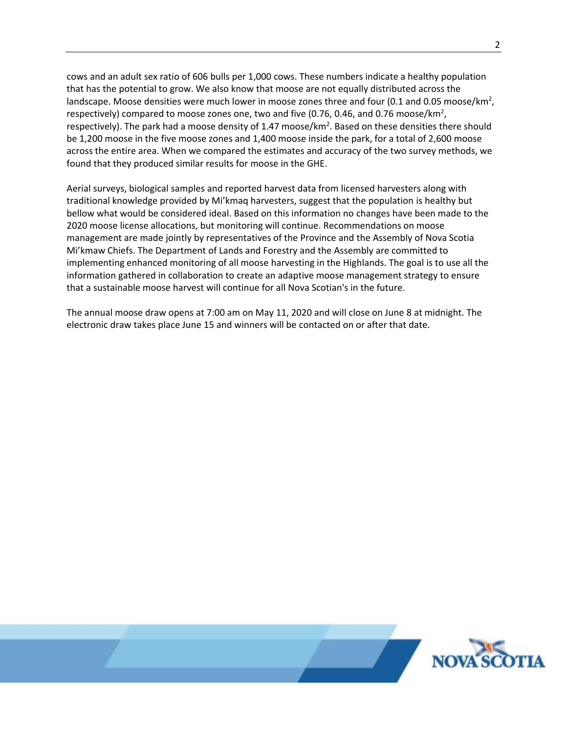cows and an adult sex ratio of 606 bulls per 1,000 cows. These numbers indicate a healthy population that has the potential to grow. We also know that moose are not equally distributed across the landscape. Moose densities were much lower in moose zones three and four (0.1 and 0.05 moose/km$^2$, respectively) compared to moose zones one, two and five (0.76, 0.46, and 0.76 moose/km$^2$, respectively). The park had a moose density of 1.47 moose/km$^2$. Based on these densities there should be 1,200 moose in the five moose zones and 1,400 moose inside the park, for a total of 2,600 moose across the entire area. When we compared the estimates and accuracy of the two survey methods, we found that they produced similar results for moose in the GHE.

Aerial surveys, biological samples and reported harvest data from licensed harvesters along with traditional knowledge provided by Mi'kmaq harvesters, suggest that the population is healthy but bellow what would be considered ideal. Based on this information no changes have been made to the 2020 moose license allocations, but monitoring will continue. Recommendations on moose management are made jointly by representatives of the Province and the Assembly of Nova Scotia Mi'kmaw Chiefs. The Department of Lands and Forestry and the Assembly are committed to implementing enhanced monitoring of all moose harvesting in the Highlands. The goal is to use all the information gathered in collaboration to create an adaptive moose management strategy to ensure that a sustainable moose harvest will continue for all Nova Scotian's in the future.

The annual moose draw opens at 7:00 am on May 11, 2020 and will close on June 8 at midnight. The electronic draw takes place June 15 and winners will be contacted on or after that date.